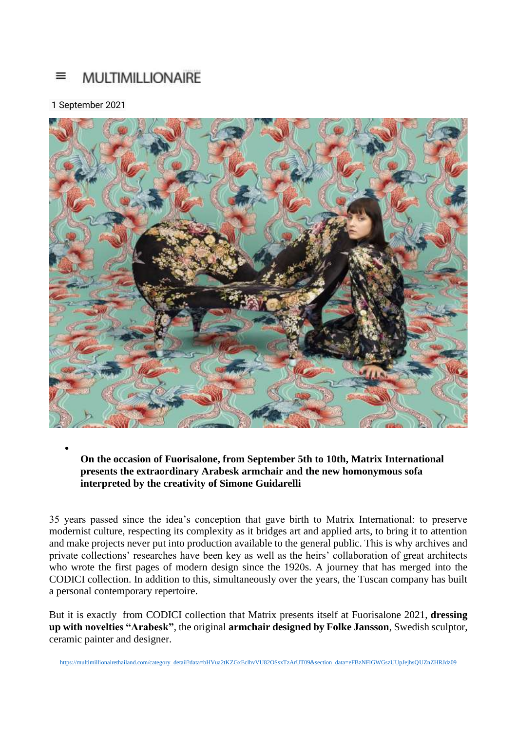MULTIMILLIONAIRE

1 September 2021

- **On the occasion of Fuorisalone, from September 5th to 10th, Matrix International presents the extraordinary Arabesk armchair and the new homonymous sofa interpreted by the creativity of Simone Guidarelli**

35 years passed since the idea's conception that gave birth to Matrix International: to preserve modernist culture, respecting its complexity as it bridges art and applied arts, to bring it to attention and make projects never put into production available to the general public. This is why archives and private collections' researches have been key as well as the heirs' collaboration of great architects who wrote the first pages of modern design since the 1920s. A journey that has merged into the CODICI collection. In addition to this, simultaneously over the years, the Tuscan company has built a personal contemporary repertoire.

But it is exactly from CODICI collection that Matrix presents itself at Fuorisalone 2021, **dressing up with novelties "Arabesk"**, the original **armchair designed by Folke Jansson**, Swedish sculptor, ceramic painter and designer.

https://multimillionairethailand.com/category_detail?data=bHVua2tKZGxEclhvVU82OSsxTzArUT09&section_data=eFBzNFlGWGszUUpJejhsQUZnZHRJdz09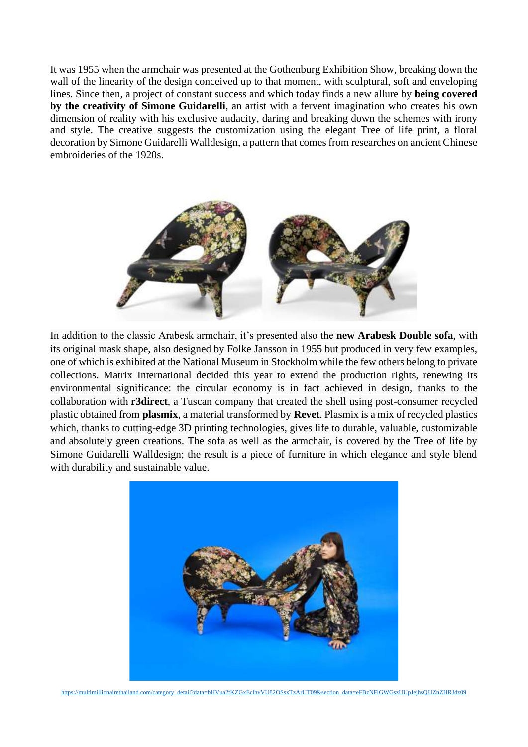It was 1955 when the armchair was presented at the Gothenburg Exhibition Show, breaking down the wall of the linearity of the design conceived up to that moment, with sculptural, soft and enveloping lines. Since then, a project of constant success and which today finds a new allure by **being covered by the creativity of Simone Guidarelli**, an artist with a fervent imagination who creates his own dimension of reality with his exclusive audacity, daring and breaking down the schemes with irony and style. The creative suggests the customization using the elegant Tree of life print, a floral decoration by Simone Guidarelli Walldesign, a pattern that comes from researches on ancient Chinese embroideries of the 1920s.

In addition to the classic Arabesk armchair, it's presented also the **new Arabesk Double sofa**, with its original mask shape, also designed by Folke Jansson in 1955 but produced in very few examples, one of which is exhibited at the National Museum in Stockholm while the few others belong to private collections. Matrix International decided this year to extend the production rights, renewing its environmental significance: the circular economy is in fact achieved in design, thanks to the collaboration with **r3direct**, a Tuscan company that created the shell using post-consumer recycled plastic obtained from **plasmix**, a material transformed by **Revet**. Plasmix is a mix of recycled plastics which, thanks to cutting-edge 3D printing technologies, gives life to durable, valuable, customizable and absolutely green creations. The sofa as well as the armchair, is covered by the Tree of life by Simone Guidarelli Walldesign; the result is a piece of furniture in which elegance and style blend with durability and sustainable value.

https://multimillionairethailand.com/category_detail?data=bHVua2tKZGxEclhvVU82OSsxTzArUT09&section_data=eFBzNFlGWGszUUpJejhsQUZnZHRJdz09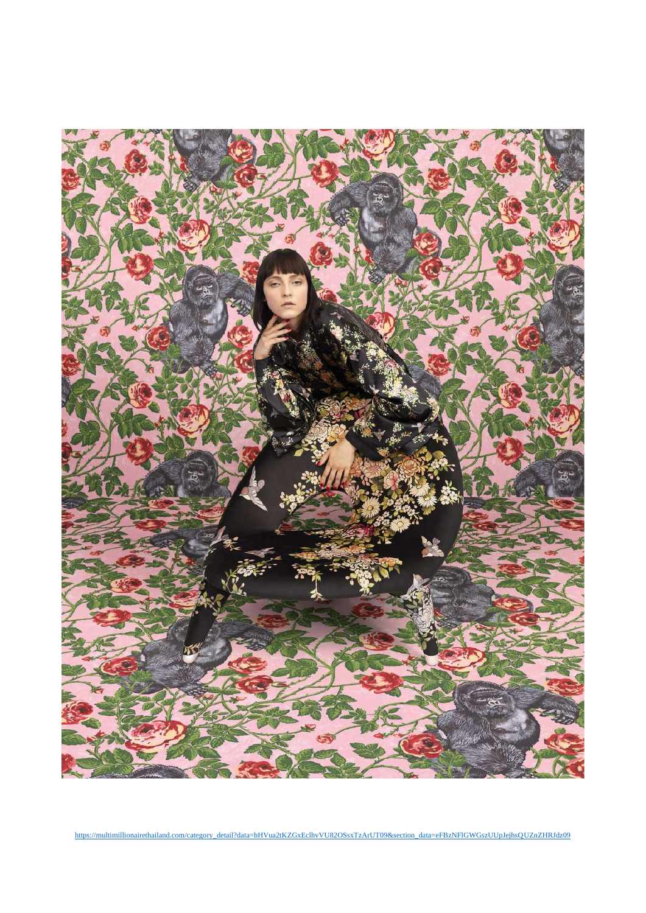https://multimillionairethailand.com/category_detail?data=bHVua2tKZGxEclhvVU82OSsxTzArUT09&section_data=eFBzNFlGWGszUUpJejhsQUZnZHRJdz09